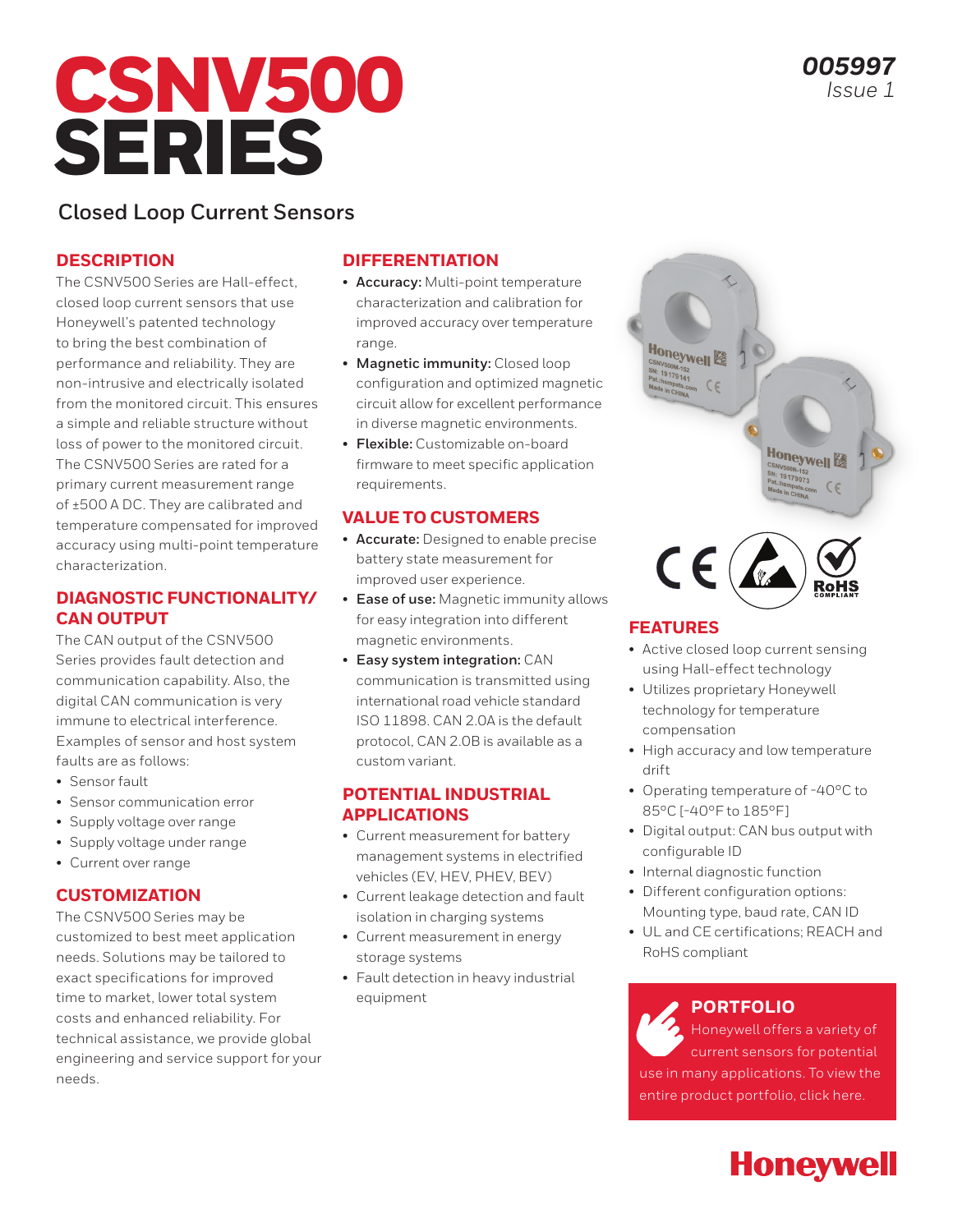005997
*Issue 1*

# CSNV500 SERIES

## Closed Loop Current Sensors

### DESCRIPTION

The CSNV500 Series are Hall-effect, closed loop current sensors that use Honeywell's patented technology to bring the best combination of performance and reliability. They are non-intrusive and electrically isolated from the monitored circuit. This ensures a simple and reliable structure without loss of power to the monitored circuit. The CSNV500 Series are rated for a primary current measurement range of ±500 A DC. They are calibrated and temperature compensated for improved accuracy using multi-point temperature characterization.

### DIAGNOSTIC FUNCTIONALITY/ CAN OUTPUT

The CAN output of the CSNV500 Series provides fault detection and communication capability. Also, the digital CAN communication is very immune to electrical interference. Examples of sensor and host system faults are as follows:

- Sensor fault
- Sensor communication error
- Supply voltage over range
- Supply voltage under range
- Current over range

### CUSTOMIZATION

The CSNV500 Series may be customized to best meet application needs. Solutions may be tailored to exact specifications for improved time to market, lower total system costs and enhanced reliability. For technical assistance, we provide global engineering and service support for your needs.

### DIFFERENTIATION

- **Accuracy:** Multi-point temperature characterization and calibration for improved accuracy over temperature range.
- **Magnetic immunity:** Closed loop configuration and optimized magnetic circuit allow for excellent performance in diverse magnetic environments.
- **Flexible:** Customizable on-board firmware to meet specific application requirements.

### VALUE TO CUSTOMERS

- **Accurate:** Designed to enable precise battery state measurement for improved user experience.
- **Ease of use:** Magnetic immunity allows for easy integration into different magnetic environments.
- **Easy system integration:** CAN communication is transmitted using international road vehicle standard ISO 11898. CAN 2.0A is the default protocol, CAN 2.0B is available as a custom variant.

### POTENTIAL INDUSTRIAL APPLICATIONS

- Current measurement for battery management systems in electrified vehicles (EV, HEV, PHEV, BEV)
- Current leakage detection and fault isolation in charging systems
- Current measurement in energy storage systems
- Fault detection in heavy industrial equipment

### FEATURES

- Active closed loop current sensing using Hall-effect technology
- Utilizes proprietary Honeywell technology for temperature compensation
- High accuracy and low temperature drift
- Operating temperature of -40°C to 85°C [-40°F to 185°F]
- Digital output: CAN bus output with configurable ID
- Internal diagnostic function
- Different configuration options: Mounting type, baud rate, CAN ID
- UL and CE certifications; REACH and RoHS compliant

### PORTFOLIO

Honeywell offers a variety of current sensors for potential use in many applications. To view the entire product portfolio, click here.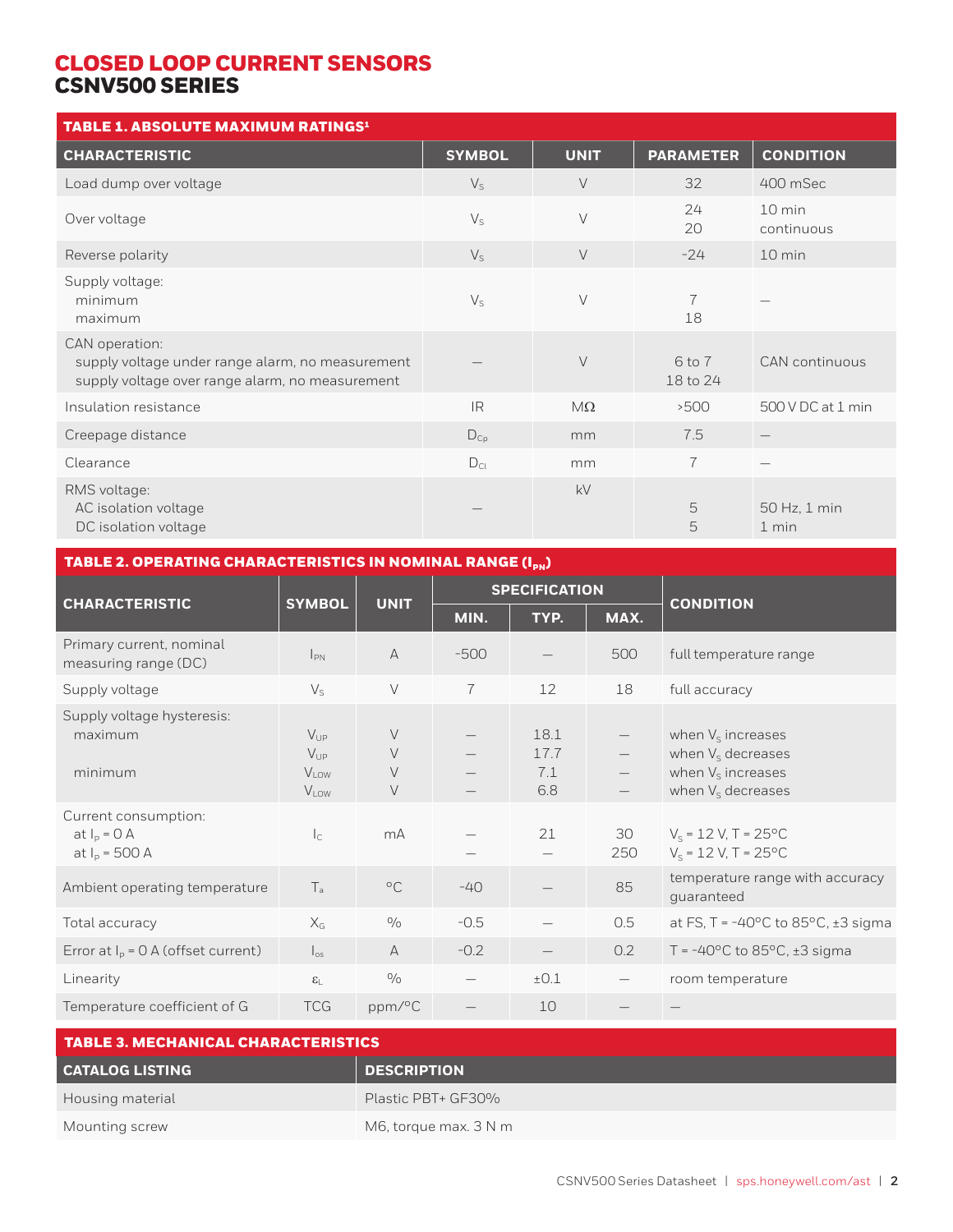# CLOSED LOOP CURRENT SENSORS
## CSNV500 SERIES

**TABLE 1. ABSOLUTE MAXIMUM RATINGS[1]**

| CHARACTERISTIC | SYMBOL | UNIT | PARAMETER | CONDITION |
|---|---|---|---|---|
| Load dump over voltage | $V_S$ | V | 32 | 400 mSec |
| Over voltage | $V_S$ | V | 24<br>20 | 10 min<br>continuous |
| Reverse polarity | $V_S$ | V | -24 | 10 min |
| Supply voltage:<br>minimum<br>maximum | $V_S$ | V | 7<br>18 | — |
| CAN operation:<br>supply voltage under range alarm, no measurement<br>supply voltage over range alarm, no measurement | — | V | 6 to 7<br>18 to 24 | CAN continuous |
| Insulation resistance | IR | MΩ | >500 | 500 V DC at 1 min |
| Creepage distance | $D_{Cp}$ | mm | 7.5 | — |
| Clearance | $D_{Cl}$ | mm | 7 | — |
| RMS voltage:<br>AC isolation voltage<br>DC isolation voltage | — | kV | 5<br>5 | 50 Hz, 1 min<br>1 min |

**TABLE 2. OPERATING CHARACTERISTICS IN NOMINAL RANGE ($I_{PN}$)**

| CHARACTERISTIC | SYMBOL | UNIT | SPECIFICATION | | | CONDITION |
|---|---|---|---|---|---|---|
| | | | MIN. | TYP. | MAX. | |
| Primary current, nominal measuring range (DC) | $I_{PN}$ | A | -500 | — | 500 | full temperature range |
| Supply voltage | $V_S$ | V | 7 | 12 | 18 | full accuracy |
| Supply voltage hysteresis:<br>maximum<br><br>minimum | $V_{UP}$<br>$V_{UP}$<br>$V_{LOW}$<br>$V_{LOW}$ | V<br>V<br>V<br>V | —<br>—<br>—<br>— | 18.1<br>17.7<br>7.1<br>6.8 | —<br>—<br>—<br>— | when $V_S$ increases<br>when $V_S$ decreases<br>when $V_S$ increases<br>when $V_S$ decreases |
| Current consumption:<br>at $I_P$ = 0 A<br>at $I_P$ = 500 A | $I_C$ | mA | —<br>— | 21<br>— | 30<br>250 | $V_S$ = 12 V, T = 25°C<br>$V_S$ = 12 V, T = 25°C |
| Ambient operating temperature | $T_a$ | °C | -40 | — | 85 | temperature range with accuracy guaranteed |
| Total accuracy | $X_G$ | % | -0.5 | — | 0.5 | at FS, T = -40°C to 85°C, ±3 sigma |
| Error at $I_P$ = 0 A (offset current) | $I_{os}$ | A | -0.2 | — | 0.2 | T = -40°C to 85°C, ±3 sigma |
| Linearity | $\varepsilon_L$ | % | — | ±0.1 | — | room temperature |
| Temperature coefficient of G | TCG | ppm/°C | — | 10 | — | — |

**TABLE 3. MECHANICAL CHARACTERISTICS**

| CATALOG LISTING | DESCRIPTION |
|---|---|
| Housing material | Plastic PBT+ GF30% |
| Mounting screw | M6, torque max. 3 N m |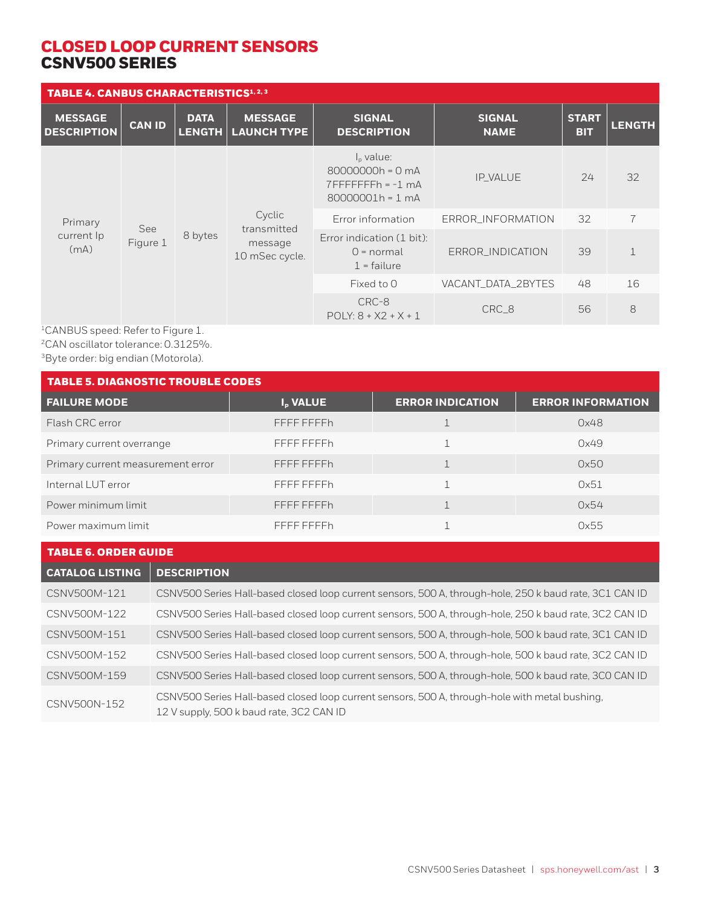# CLOSED LOOP CURRENT SENSORS
## CSNV500 SERIES

**TABLE 4. CANBUS CHARACTERISTICS[1, 2, 3]**

| MESSAGE DESCRIPTION | CAN ID | DATA LENGTH | MESSAGE LAUNCH TYPE | SIGNAL DESCRIPTION | SIGNAL NAME | START BIT | LENGTH |
|---|---|---|---|---|---|---|---|
| Primary current Ip (mA) | See Figure 1 | 8 bytes | Cyclic transmitted message 10 mSec cycle. | $I_p$ value: 80000000h = 0 mA 7FFFFFFFh = -1 mA 80000001h = 1 mA | IP_VALUE | 24 | 32 |
| | | | | Error information | ERROR_INFORMATION | 32 | 7 |
| | | | | Error indication (1 bit): 0 = normal 1 = failure | ERROR_INDICATION | 39 | 1 |
| | | | | Fixed to 0 | VACANT_DATA_2BYTES | 48 | 16 |
| | | | | CRC-8 POLY: 8 + X2 + X + 1 | CRC_8 | 56 | 8 |

[1]CANBUS speed: Refer to Figure 1.
[2]CAN oscillator tolerance: 0.3125%.
[3]Byte order: big endian (Motorola).

**TABLE 5. DIAGNOSTIC TROUBLE CODES**

| FAILURE MODE | $I_P$ VALUE | ERROR INDICATION | ERROR INFORMATION |
|---|---|---|---|
| Flash CRC error | FFFF FFFFh | 1 | 0x48 |
| Primary current overrange | FFFF FFFFh | 1 | 0x49 |
| Primary current measurement error | FFFF FFFFh | 1 | 0x50 |
| Internal LUT error | FFFF FFFFh | 1 | 0x51 |
| Power minimum limit | FFFF FFFFh | 1 | 0x54 |
| Power maximum limit | FFFF FFFFh | 1 | 0x55 |

**TABLE 6. ORDER GUIDE**

| CATALOG LISTING | DESCRIPTION |
|---|---|
| CSNV500M-121 | CSNV500 Series Hall-based closed loop current sensors, 500 A, through-hole, 250 k baud rate, 3C1 CAN ID |
| CSNV500M-122 | CSNV500 Series Hall-based closed loop current sensors, 500 A, through-hole, 250 k baud rate, 3C2 CAN ID |
| CSNV500M-151 | CSNV500 Series Hall-based closed loop current sensors, 500 A, through-hole, 500 k baud rate, 3C1 CAN ID |
| CSNV500M-152 | CSNV500 Series Hall-based closed loop current sensors, 500 A, through-hole, 500 k baud rate, 3C2 CAN ID |
| CSNV500M-159 | CSNV500 Series Hall-based closed loop current sensors, 500 A, through-hole, 500 k baud rate, 3C0 CAN ID |
| CSNV500N-152 | CSNV500 Series Hall-based closed loop current sensors, 500 A, through-hole with metal bushing, 12 V supply, 500 k baud rate, 3C2 CAN ID |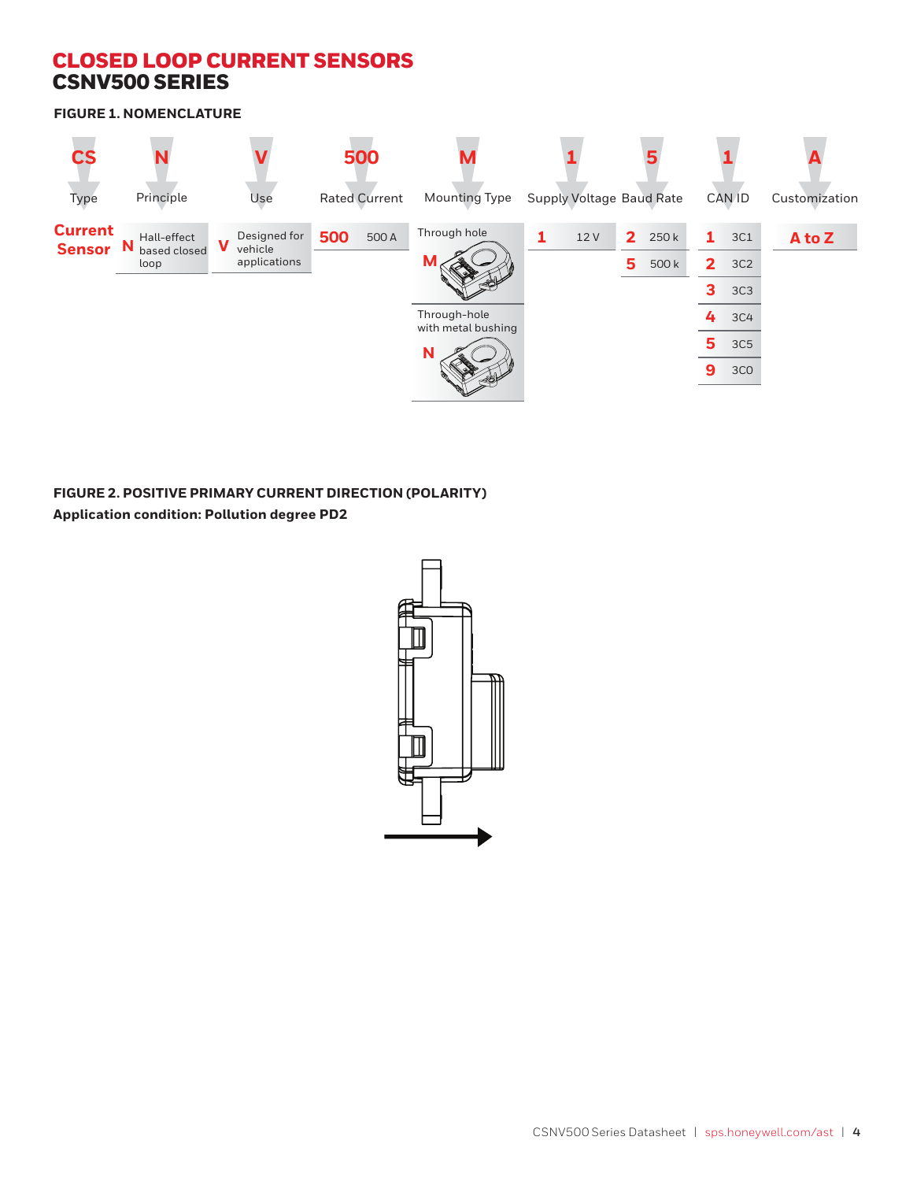# CLOSED LOOP CURRENT SENSORS
## CSNV500 SERIES

### FIGURE 1. NOMENCLATURE

| CS | N | V | 500 | M | 1 | 5 | 1 | A |
|---|---|---|---|---|---|---|---|---|
| Type | Principle | Use | Rated Current | Mounting Type | Supply Voltage | Baud Rate | CAN ID | Customization |
| Current Sensor | N Hall-effect based closed loop | V Designed for vehicle applications | 500 500 A | M Through hole | 1 12 V | 2 250 k | 1 3C1 | A to Z |
| | | | | N Through-hole with metal bushing | | 5 500 k | 2 3C2 | |
| | | | | | | | 3 3C3 | |
| | | | | | | | 4 3C4 | |
| | | | | | | | 5 3C5 | |
| | | | | | | | 9 3C0 | |

### FIGURE 2. POSITIVE PRIMARY CURRENT DIRECTION (POLARITY)

**Application condition: Pollution degree PD2**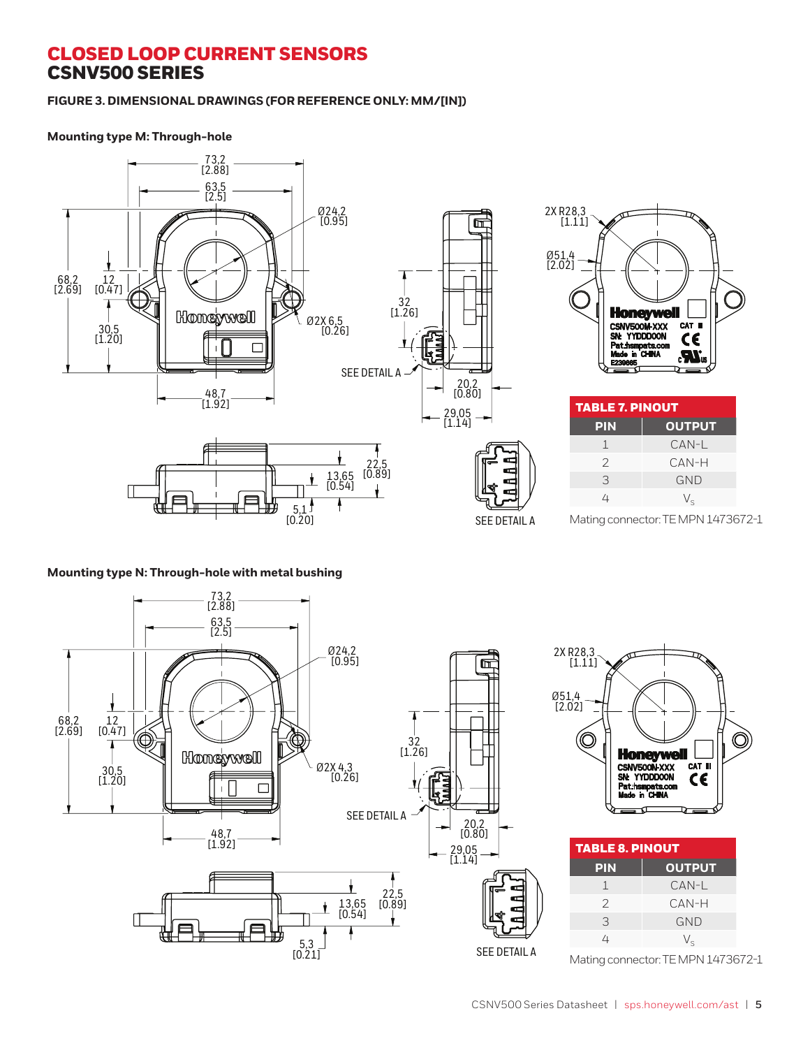# CLOSED LOOP CURRENT SENSORS
## CSNV500 SERIES

**FIGURE 3. DIMENSIONAL DRAWINGS (FOR REFERENCE ONLY: MM/[IN])**

### Mounting type M: Through-hole

| TABLE 7. PINOUT | |
|---|---|
| **PIN** | **OUTPUT** |
| 1 | CAN-L |
| 2 | CAN-H |
| 3 | GND |
| 4 | $V_S$ |

Mating connector: TE MPN 1473672-1

### Mounting type N: Through-hole with metal bushing

| TABLE 8. PINOUT | |
|---|---|
| **PIN** | **OUTPUT** |
| 1 | CAN-L |
| 2 | CAN-H |
| 3 | GND |
| 4 | $V_S$ |

Mating connector: TE MPN 1473672-1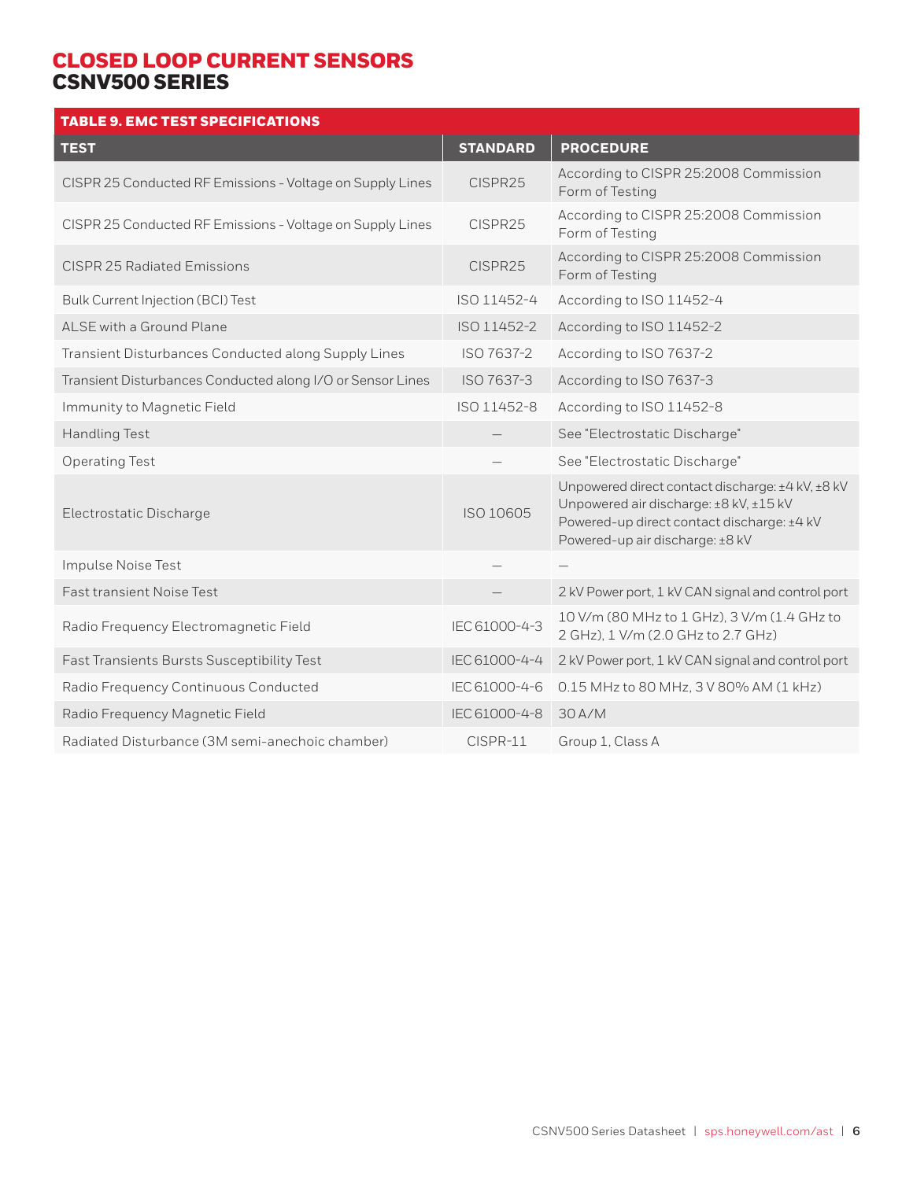# CLOSED LOOP CURRENT SENSORS
## CSNV500 SERIES

**TABLE 9. EMC TEST SPECIFICATIONS**

| TEST | STANDARD | PROCEDURE |
|---|---|---|
| CISPR 25 Conducted RF Emissions - Voltage on Supply Lines | CISPR25 | According to CISPR 25:2008 Commission Form of Testing |
| CISPR 25 Conducted RF Emissions - Voltage on Supply Lines | CISPR25 | According to CISPR 25:2008 Commission Form of Testing |
| CISPR 25 Radiated Emissions | CISPR25 | According to CISPR 25:2008 Commission Form of Testing |
| Bulk Current Injection (BCI) Test | ISO 11452-4 | According to ISO 11452-4 |
| ALSE with a Ground Plane | ISO 11452-2 | According to ISO 11452-2 |
| Transient Disturbances Conducted along Supply Lines | ISO 7637-2 | According to ISO 7637-2 |
| Transient Disturbances Conducted along I/O or Sensor Lines | ISO 7637-3 | According to ISO 7637-3 |
| Immunity to Magnetic Field | ISO 11452-8 | According to ISO 11452-8 |
| Handling Test | — | See "Electrostatic Discharge" |
| Operating Test | — | See "Electrostatic Discharge" |
| Electrostatic Discharge | ISO 10605 | Unpowered direct contact discharge: ±4 kV, ±8 kV<br>Unpowered air discharge: ±8 kV, ±15 kV<br>Powered-up direct contact discharge: ±4 kV<br>Powered-up air discharge: ±8 kV |
| Impulse Noise Test | — | — |
| Fast transient Noise Test | — | 2 kV Power port, 1 kV CAN signal and control port |
| Radio Frequency Electromagnetic Field | IEC 61000-4-3 | 10 V/m (80 MHz to 1 GHz), 3 V/m (1.4 GHz to 2 GHz), 1 V/m (2.0 GHz to 2.7 GHz) |
| Fast Transients Bursts Susceptibility Test | IEC 61000-4-4 | 2 kV Power port, 1 kV CAN signal and control port |
| Radio Frequency Continuous Conducted | IEC 61000-4-6 | 0.15 MHz to 80 MHz, 3 V 80% AM (1 kHz) |
| Radio Frequency Magnetic Field | IEC 61000-4-8 | 30 A/M |
| Radiated Disturbance (3M semi-anechoic chamber) | CISPR-11 | Group 1, Class A |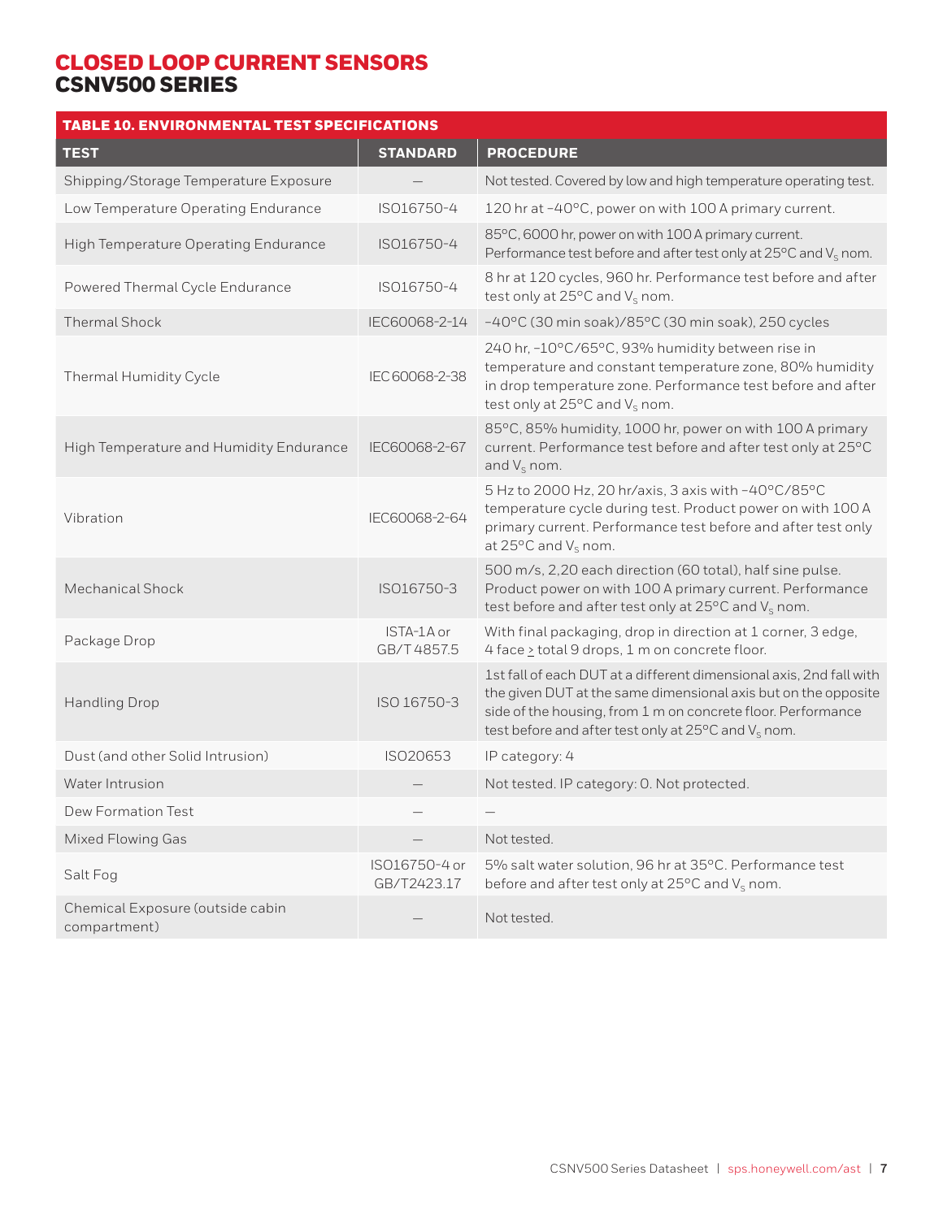# CLOSED LOOP CURRENT SENSORS
## CSNV500 SERIES

**TABLE 10. ENVIRONMENTAL TEST SPECIFICATIONS**

| TEST | STANDARD | PROCEDURE |
|---|---|---|
| Shipping/Storage Temperature Exposure | — | Not tested. Covered by low and high temperature operating test. |
| Low Temperature Operating Endurance | ISO16750-4 | 120 hr at -40°C, power on with 100 A primary current. |
| High Temperature Operating Endurance | ISO16750-4 | 85°C, 6000 hr, power on with 100 A primary current. Performance test before and after test only at 25°C and $V_S$ nom. |
| Powered Thermal Cycle Endurance | ISO16750-4 | 8 hr at 120 cycles, 960 hr. Performance test before and after test only at 25°C and $V_S$ nom. |
| Thermal Shock | IEC60068-2-14 | -40°C (30 min soak)/85°C (30 min soak), 250 cycles |
| Thermal Humidity Cycle | IEC 60068-2-38 | 240 hr, -10°C/65°C, 93% humidity between rise in temperature and constant temperature zone, 80% humidity in drop temperature zone. Performance test before and after test only at 25°C and $V_S$ nom. |
| High Temperature and Humidity Endurance | IEC60068-2-67 | 85°C, 85% humidity, 1000 hr, power on with 100 A primary current. Performance test before and after test only at 25°C and $V_S$ nom. |
| Vibration | IEC60068-2-64 | 5 Hz to 2000 Hz, 20 hr/axis, 3 axis with -40°C/85°C temperature cycle during test. Product power on with 100 A primary current. Performance test before and after test only at 25°C and $V_S$ nom. |
| Mechanical Shock | ISO16750-3 | 500 m/s, 2,20 each direction (60 total), half sine pulse. Product power on with 100 A primary current. Performance test before and after test only at 25°C and $V_S$ nom. |
| Package Drop | ISTA-1A or GB/T 4857.5 | With final packaging, drop in direction at 1 corner, 3 edge, 4 face ≥ total 9 drops, 1 m on concrete floor. |
| Handling Drop | ISO 16750-3 | 1st fall of each DUT at a different dimensional axis, 2nd fall with the given DUT at the same dimensional axis but on the opposite side of the housing, from 1 m on concrete floor. Performance test before and after test only at 25°C and $V_S$ nom. |
| Dust (and other Solid Intrusion) | ISO20653 | IP category: 4 |
| Water Intrusion | — | Not tested. IP category: 0. Not protected. |
| Dew Formation Test | — | — |
| Mixed Flowing Gas | — | Not tested. |
| Salt Fog | ISO16750-4 or GB/T2423.17 | 5% salt water solution, 96 hr at 35°C. Performance test before and after test only at 25°C and $V_S$ nom. |
| Chemical Exposure (outside cabin compartment) | — | Not tested. |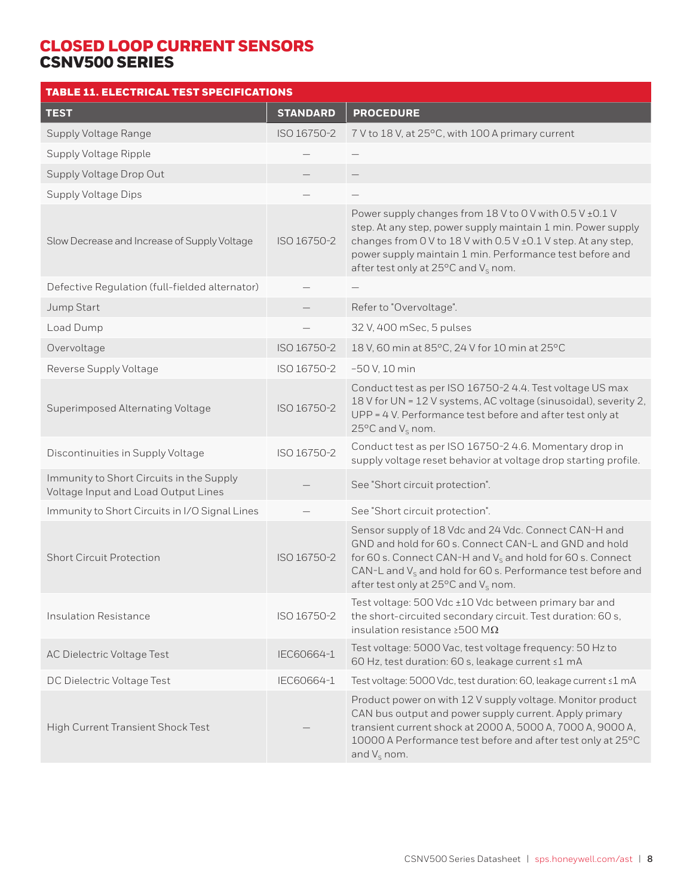# CLOSED LOOP CURRENT SENSORS
## CSNV500 SERIES

**TABLE 11. ELECTRICAL TEST SPECIFICATIONS**

| TEST | STANDARD | PROCEDURE |
|---|---|---|
| Supply Voltage Range | ISO 16750-2 | 7 V to 18 V, at 25°C, with 100 A primary current |
| Supply Voltage Ripple | — | — |
| Supply Voltage Drop Out | — | — |
| Supply Voltage Dips | — | — |
| Slow Decrease and Increase of Supply Voltage | ISO 16750-2 | Power supply changes from 18 V to 0 V with 0.5 V ±0.1 V step. At any step, power supply maintain 1 min. Power supply changes from 0 V to 18 V with 0.5 V ±0.1 V step. At any step, power supply maintain 1 min. Performance test before and after test only at 25°C and $V_S$ nom. |
| Defective Regulation (full-fielded alternator) | — | — |
| Jump Start | — | Refer to "Overvoltage". |
| Load Dump | — | 32 V, 400 mSec, 5 pulses |
| Overvoltage | ISO 16750-2 | 18 V, 60 min at 85°C, 24 V for 10 min at 25°C |
| Reverse Supply Voltage | ISO 16750-2 | -50 V, 10 min |
| Superimposed Alternating Voltage | ISO 16750-2 | Conduct test as per ISO 16750-2 4.4. Test voltage US max 18 V for UN = 12 V systems, AC voltage (sinusoidal), severity 2, UPP = 4 V. Performance test before and after test only at 25°C and $V_S$ nom. |
| Discontinuities in Supply Voltage | ISO 16750-2 | Conduct test as per ISO 16750-2 4.6. Momentary drop in supply voltage reset behavior at voltage drop starting profile. |
| Immunity to Short Circuits in the Supply Voltage Input and Load Output Lines | — | See "Short circuit protection". |
| Immunity to Short Circuits in I/O Signal Lines | — | See "Short circuit protection". |
| Short Circuit Protection | ISO 16750-2 | Sensor supply of 18 Vdc and 24 Vdc. Connect CAN-H and GND and hold for 60 s. Connect CAN-L and GND and hold for 60 s. Connect CAN-H and $V_S$ and hold for 60 s. Connect CAN-L and $V_S$ and hold for 60 s. Performance test before and after test only at 25°C and $V_S$ nom. |
| Insulation Resistance | ISO 16750-2 | Test voltage: 500 Vdc ±10 Vdc between primary bar and the short-circuited secondary circuit. Test duration: 60 s, insulation resistance ≥500 MΩ |
| AC Dielectric Voltage Test | IEC60664-1 | Test voltage: 5000 Vac, test voltage frequency: 50 Hz to 60 Hz, test duration: 60 s, leakage current ≤1 mA |
| DC Dielectric Voltage Test | IEC60664-1 | Test voltage: 5000 Vdc, test duration: 60, leakage current ≤1 mA |
| High Current Transient Shock Test | — | Product power on with 12 V supply voltage. Monitor product CAN bus output and power supply current. Apply primary transient current shock at 2000 A, 5000 A, 7000 A, 9000 A, 10000 A Performance test before and after test only at 25°C and $V_S$ nom. |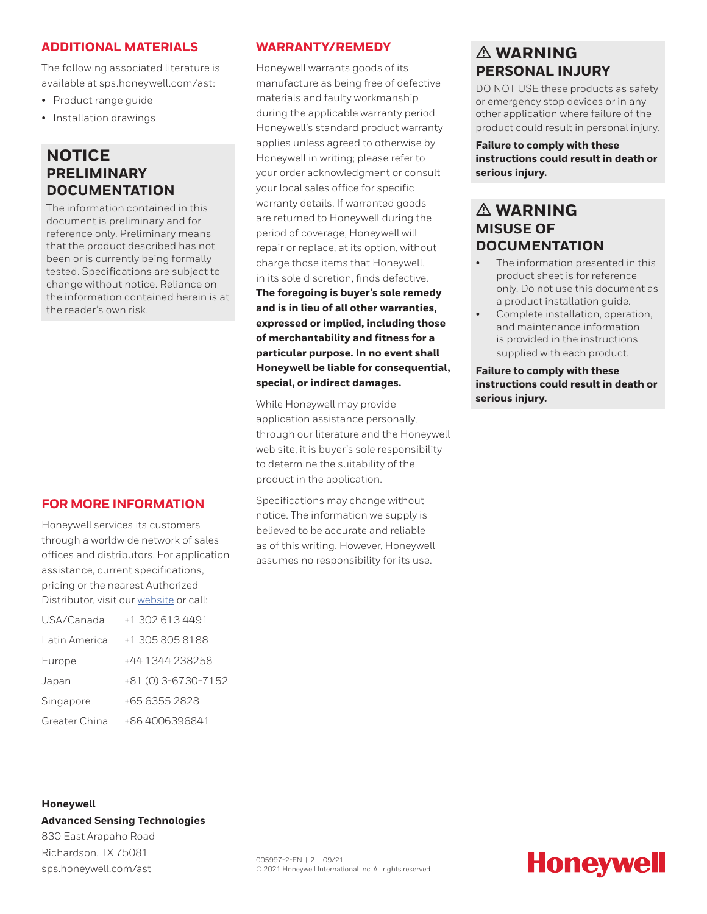## ADDITIONAL MATERIALS

The following associated literature is available at sps.honeywell.com/ast:

- Product range guide
- Installation drawings

## NOTICE PRELIMINARY DOCUMENTATION

The information contained in this document is preliminary and for reference only. Preliminary means that the product described has not been or is currently being formally tested. Specifications are subject to change without notice. Reliance on the information contained herein is at the reader's own risk.

## FOR MORE INFORMATION

Honeywell services its customers through a worldwide network of sales offices and distributors. For application assistance, current specifications, pricing or the nearest Authorized Distributor, visit our website or call:

| | |
|---|---|
| USA/Canada | +1 302 613 4491 |
| Latin America | +1 305 805 8188 |
| Europe | +44 1344 238258 |
| Japan | +81 (0) 3-6730-7152 |
| Singapore | +65 6355 2828 |
| Greater China | +86 4006396841 |

## WARRANTY/REMEDY

Honeywell warrants goods of its manufacture as being free of defective materials and faulty workmanship during the applicable warranty period. Honeywell's standard product warranty applies unless agreed to otherwise by Honeywell in writing; please refer to your order acknowledgment or consult your local sales office for specific warranty details. If warranted goods are returned to Honeywell during the period of coverage, Honeywell will repair or replace, at its option, without charge those items that Honeywell, in its sole discretion, finds defective. **The foregoing is buyer's sole remedy and is in lieu of all other warranties, expressed or implied, including those of merchantability and fitness for a particular purpose. In no event shall Honeywell be liable for consequential, special, or indirect damages.**

While Honeywell may provide application assistance personally, through our literature and the Honeywell web site, it is buyer's sole responsibility to determine the suitability of the product in the application.

Specifications may change without notice. The information we supply is believed to be accurate and reliable as of this writing. However, Honeywell assumes no responsibility for its use.

## ⚠ WARNING PERSONAL INJURY

DO NOT USE these products as safety or emergency stop devices or in any other application where failure of the product could result in personal injury.

**Failure to comply with these instructions could result in death or serious injury.**

## ⚠ WARNING MISUSE OF DOCUMENTATION

- The information presented in this product sheet is for reference only. Do not use this document as a product installation guide.
- Complete installation, operation, and maintenance information is provided in the instructions supplied with each product.

**Failure to comply with these instructions could result in death or serious injury.**

**Honeywell**
**Advanced Sensing Technologies**
830 East Arapaho Road
Richardson, TX 75081
sps.honeywell.com/ast

005997-2-EN | 2 | 09/21
© 2021 Honeywell International Inc. All rights reserved.

Honeywell